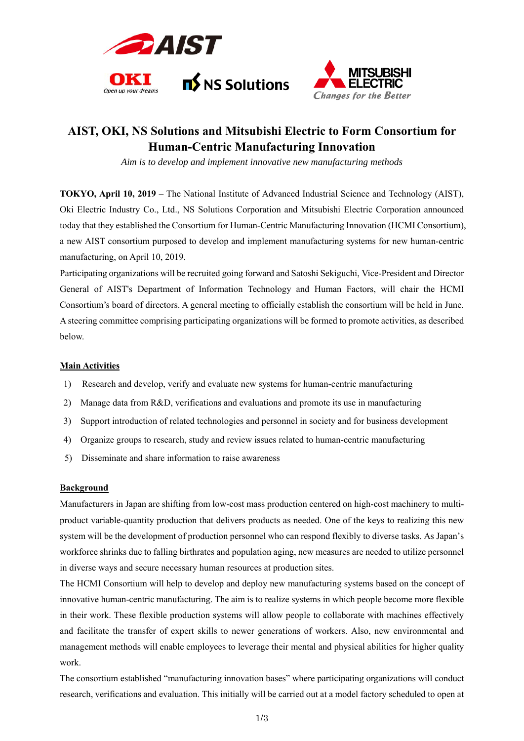# AIST, OKI, NS Solutions and Mitsubishi Electric to Form Consortium for Human-Centric Manufacturing Innovation

*Aim is to develop and implement innovative new manufacturing methods*

**TOKYO, April 10, 2019** – The National Institute of Advanced Industrial Science and Technology (AIST), Oki Electric Industry Co., Ltd., NS Solutions Corporation and Mitsubishi Electric Corporation announced today that they established the Consortium for Human-Centric Manufacturing Innovation (HCMI Consortium), a new AIST consortium purposed to develop and implement manufacturing systems for new human-centric manufacturing, on April 10, 2019.

Participating organizations will be recruited going forward and Satoshi Sekiguchi, Vice-President and Director General of AIST's Department of Information Technology and Human Factors, will chair the HCMI Consortium's board of directors. A general meeting to officially establish the consortium will be held in June. A steering committee comprising participating organizations will be formed to promote activities, as described below.

## Main Activities

1) Research and develop, verify and evaluate new systems for human-centric manufacturing
2) Manage data from R&D, verifications and evaluations and promote its use in manufacturing
3) Support introduction of related technologies and personnel in society and for business development
4) Organize groups to research, study and review issues related to human-centric manufacturing
5) Disseminate and share information to raise awareness

## Background

Manufacturers in Japan are shifting from low-cost mass production centered on high-cost machinery to multi-product variable-quantity production that delivers products as needed. One of the keys to realizing this new system will be the development of production personnel who can respond flexibly to diverse tasks. As Japan's workforce shrinks due to falling birthrates and population aging, new measures are needed to utilize personnel in diverse ways and secure necessary human resources at production sites.

The HCMI Consortium will help to develop and deploy new manufacturing systems based on the concept of innovative human-centric manufacturing. The aim is to realize systems in which people become more flexible in their work. These flexible production systems will allow people to collaborate with machines effectively and facilitate the transfer of expert skills to newer generations of workers. Also, new environmental and management methods will enable employees to leverage their mental and physical abilities for higher quality work.

The consortium established "manufacturing innovation bases" where participating organizations will conduct research, verifications and evaluation. This initially will be carried out at a model factory scheduled to open at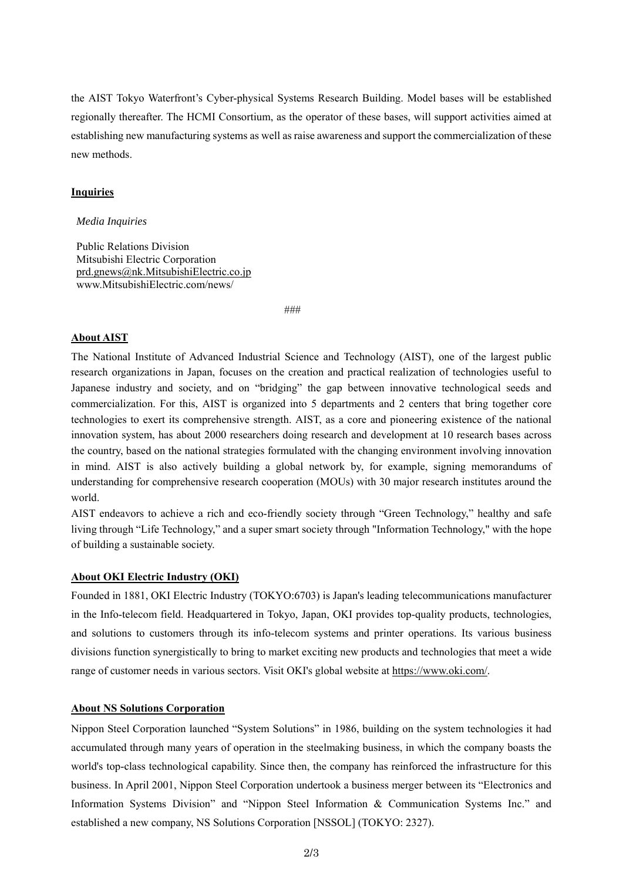the AIST Tokyo Waterfront's Cyber-physical Systems Research Building. Model bases will be established regionally thereafter. The HCMI Consortium, as the operator of these bases, will support activities aimed at establishing new manufacturing systems as well as raise awareness and support the commercialization of these new methods.

## Inquiries

*Media Inquiries*

Public Relations Division
Mitsubishi Electric Corporation
prd.gnews@nk.MitsubishiElectric.co.jp
www.MitsubishiElectric.com/news/

###

## About AIST

The National Institute of Advanced Industrial Science and Technology (AIST), one of the largest public research organizations in Japan, focuses on the creation and practical realization of technologies useful to Japanese industry and society, and on "bridging" the gap between innovative technological seeds and commercialization. For this, AIST is organized into 5 departments and 2 centers that bring together core technologies to exert its comprehensive strength. AIST, as a core and pioneering existence of the national innovation system, has about 2000 researchers doing research and development at 10 research bases across the country, based on the national strategies formulated with the changing environment involving innovation in mind. AIST is also actively building a global network by, for example, signing memorandums of understanding for comprehensive research cooperation (MOUs) with 30 major research institutes around the world.

AIST endeavors to achieve a rich and eco-friendly society through "Green Technology," healthy and safe living through "Life Technology," and a super smart society through "Information Technology," with the hope of building a sustainable society.

## About OKI Electric Industry (OKI)

Founded in 1881, OKI Electric Industry (TOKYO:6703) is Japan's leading telecommunications manufacturer in the Info-telecom field. Headquartered in Tokyo, Japan, OKI provides top-quality products, technologies, and solutions to customers through its info-telecom systems and printer operations. Its various business divisions function synergistically to bring to market exciting new products and technologies that meet a wide range of customer needs in various sectors. Visit OKI's global website at https://www.oki.com/.

## About NS Solutions Corporation

Nippon Steel Corporation launched "System Solutions" in 1986, building on the system technologies it had accumulated through many years of operation in the steelmaking business, in which the company boasts the world's top-class technological capability. Since then, the company has reinforced the infrastructure for this business. In April 2001, Nippon Steel Corporation undertook a business merger between its "Electronics and Information Systems Division" and "Nippon Steel Information & Communication Systems Inc." and established a new company, NS Solutions Corporation [NSSOL] (TOKYO: 2327).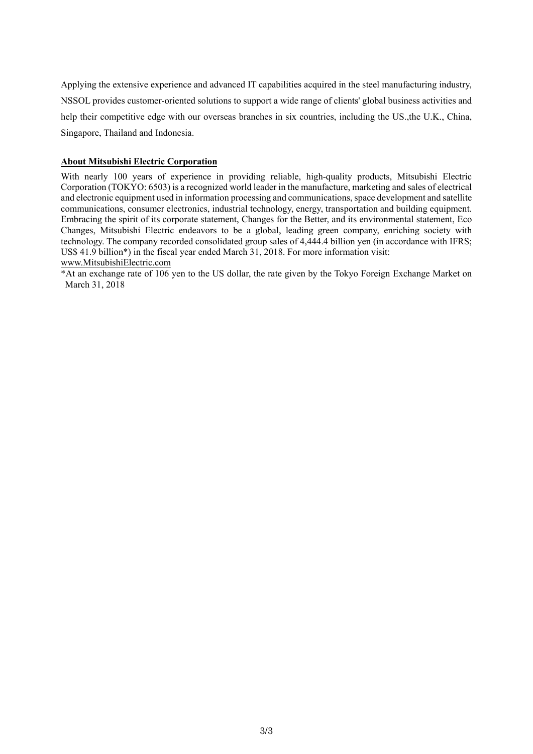Applying the extensive experience and advanced IT capabilities acquired in the steel manufacturing industry, NSSOL provides customer-oriented solutions to support a wide range of clients' global business activities and help their competitive edge with our overseas branches in six countries, including the US.,the U.K., China, Singapore, Thailand and Indonesia.

**About Mitsubishi Electric Corporation**

With nearly 100 years of experience in providing reliable, high-quality products, Mitsubishi Electric Corporation (TOKYO: 6503) is a recognized world leader in the manufacture, marketing and sales of electrical and electronic equipment used in information processing and communications, space development and satellite communications, consumer electronics, industrial technology, energy, transportation and building equipment. Embracing the spirit of its corporate statement, Changes for the Better, and its environmental statement, Eco Changes, Mitsubishi Electric endeavors to be a global, leading green company, enriching society with technology. The company recorded consolidated group sales of 4,444.4 billion yen (in accordance with IFRS; US$ 41.9 billion*) in the fiscal year ended March 31, 2018. For more information visit:
www.MitsubishiElectric.com

*At an exchange rate of 106 yen to the US dollar, the rate given by the Tokyo Foreign Exchange Market on March 31, 2018